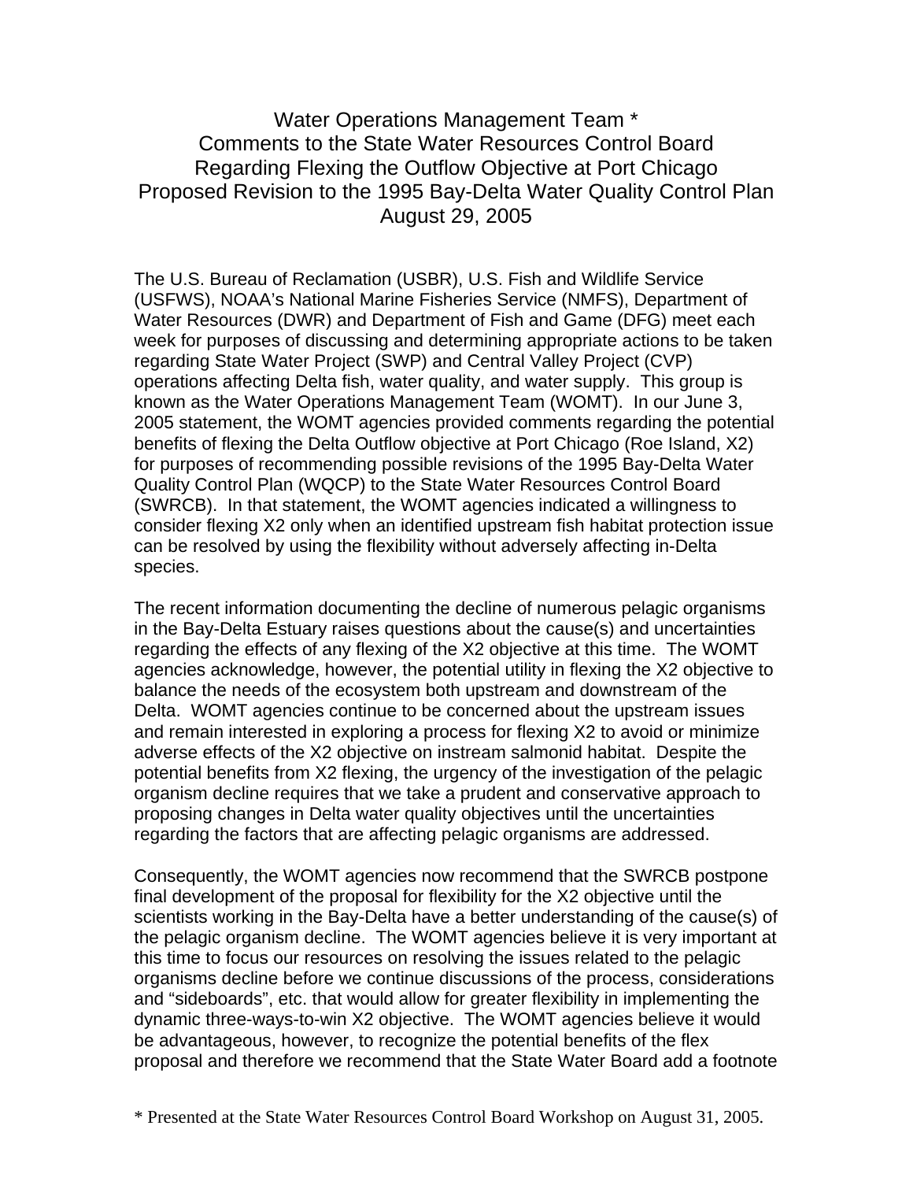# Water Operations Management Team *
## Comments to the State Water Resources Control Board Regarding Flexing the Outflow Objective at Port Chicago Proposed Revision to the 1995 Bay-Delta Water Quality Control Plan August 29, 2005

The U.S. Bureau of Reclamation (USBR), U.S. Fish and Wildlife Service (USFWS), NOAA's National Marine Fisheries Service (NMFS), Department of Water Resources (DWR) and Department of Fish and Game (DFG) meet each week for purposes of discussing and determining appropriate actions to be taken regarding State Water Project (SWP) and Central Valley Project (CVP) operations affecting Delta fish, water quality, and water supply. This group is known as the Water Operations Management Team (WOMT). In our June 3, 2005 statement, the WOMT agencies provided comments regarding the potential benefits of flexing the Delta Outflow objective at Port Chicago (Roe Island, X2) for purposes of recommending possible revisions of the 1995 Bay-Delta Water Quality Control Plan (WQCP) to the State Water Resources Control Board (SWRCB). In that statement, the WOMT agencies indicated a willingness to consider flexing X2 only when an identified upstream fish habitat protection issue can be resolved by using the flexibility without adversely affecting in-Delta species.

The recent information documenting the decline of numerous pelagic organisms in the Bay-Delta Estuary raises questions about the cause(s) and uncertainties regarding the effects of any flexing of the X2 objective at this time. The WOMT agencies acknowledge, however, the potential utility in flexing the X2 objective to balance the needs of the ecosystem both upstream and downstream of the Delta. WOMT agencies continue to be concerned about the upstream issues and remain interested in exploring a process for flexing X2 to avoid or minimize adverse effects of the X2 objective on instream salmonid habitat. Despite the potential benefits from X2 flexing, the urgency of the investigation of the pelagic organism decline requires that we take a prudent and conservative approach to proposing changes in Delta water quality objectives until the uncertainties regarding the factors that are affecting pelagic organisms are addressed.

Consequently, the WOMT agencies now recommend that the SWRCB postpone final development of the proposal for flexibility for the X2 objective until the scientists working in the Bay-Delta have a better understanding of the cause(s) of the pelagic organism decline. The WOMT agencies believe it is very important at this time to focus our resources on resolving the issues related to the pelagic organisms decline before we continue discussions of the process, considerations and "sideboards", etc. that would allow for greater flexibility in implementing the dynamic three-ways-to-win X2 objective. The WOMT agencies believe it would be advantageous, however, to recognize the potential benefits of the flex proposal and therefore we recommend that the State Water Board add a footnote

* Presented at the State Water Resources Control Board Workshop on August 31, 2005.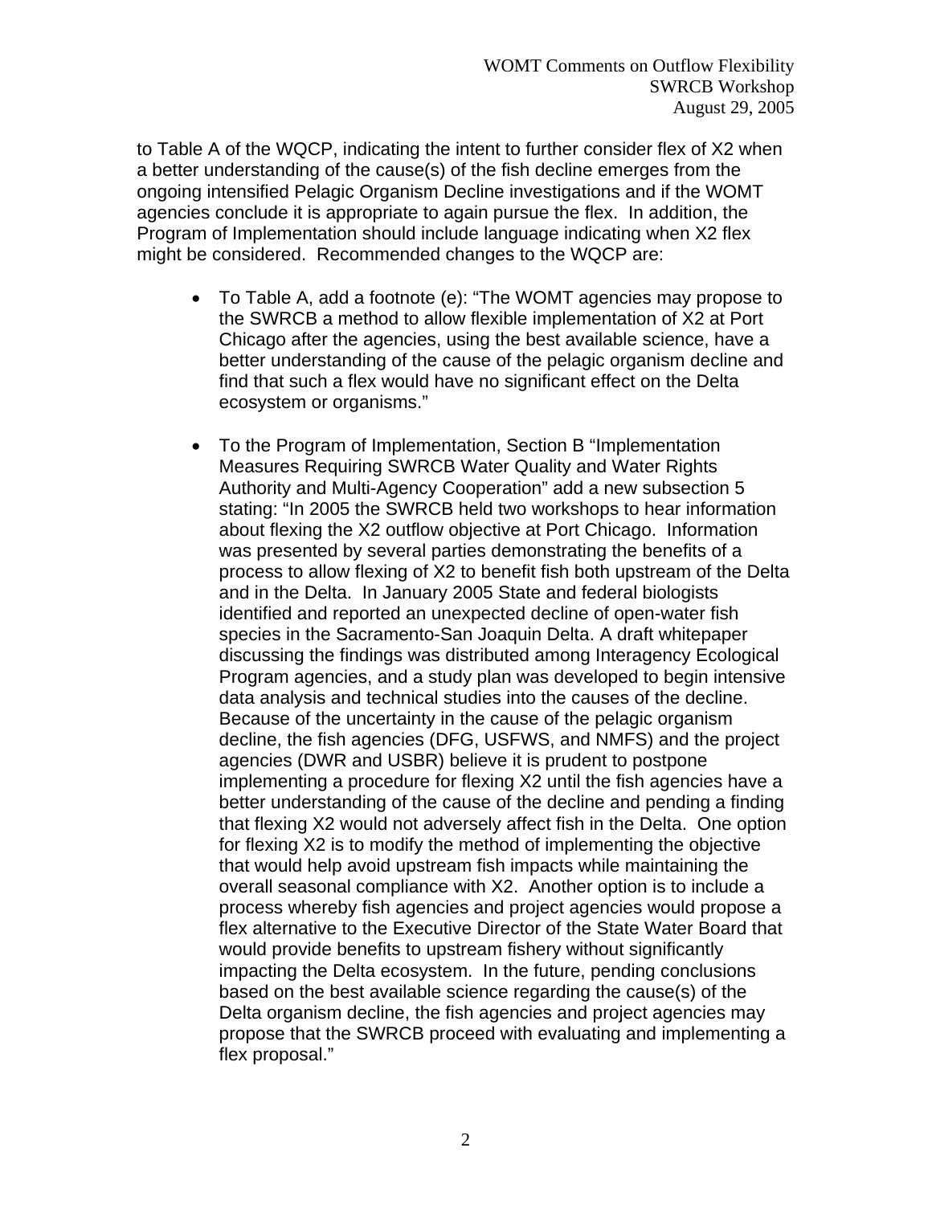to Table A of the WQCP, indicating the intent to further consider flex of X2 when a better understanding of the cause(s) of the fish decline emerges from the ongoing intensified Pelagic Organism Decline investigations and if the WOMT agencies conclude it is appropriate to again pursue the flex. In addition, the Program of Implementation should include language indicating when X2 flex might be considered. Recommended changes to the WQCP are:

- To Table A, add a footnote (e): "The WOMT agencies may propose to the SWRCB a method to allow flexible implementation of X2 at Port Chicago after the agencies, using the best available science, have a better understanding of the cause of the pelagic organism decline and find that such a flex would have no significant effect on the Delta ecosystem or organisms."

- To the Program of Implementation, Section B "Implementation Measures Requiring SWRCB Water Quality and Water Rights Authority and Multi-Agency Cooperation" add a new subsection 5 stating: "In 2005 the SWRCB held two workshops to hear information about flexing the X2 outflow objective at Port Chicago. Information was presented by several parties demonstrating the benefits of a process to allow flexing of X2 to benefit fish both upstream of the Delta and in the Delta. In January 2005 State and federal biologists identified and reported an unexpected decline of open-water fish species in the Sacramento-San Joaquin Delta. A draft whitepaper discussing the findings was distributed among Interagency Ecological Program agencies, and a study plan was developed to begin intensive data analysis and technical studies into the causes of the decline. Because of the uncertainty in the cause of the pelagic organism decline, the fish agencies (DFG, USFWS, and NMFS) and the project agencies (DWR and USBR) believe it is prudent to postpone implementing a procedure for flexing X2 until the fish agencies have a better understanding of the cause of the decline and pending a finding that flexing X2 would not adversely affect fish in the Delta. One option for flexing X2 is to modify the method of implementing the objective that would help avoid upstream fish impacts while maintaining the overall seasonal compliance with X2. Another option is to include a process whereby fish agencies and project agencies would propose a flex alternative to the Executive Director of the State Water Board that would provide benefits to upstream fishery without significantly impacting the Delta ecosystem. In the future, pending conclusions based on the best available science regarding the cause(s) of the Delta organism decline, the fish agencies and project agencies may propose that the SWRCB proceed with evaluating and implementing a flex proposal."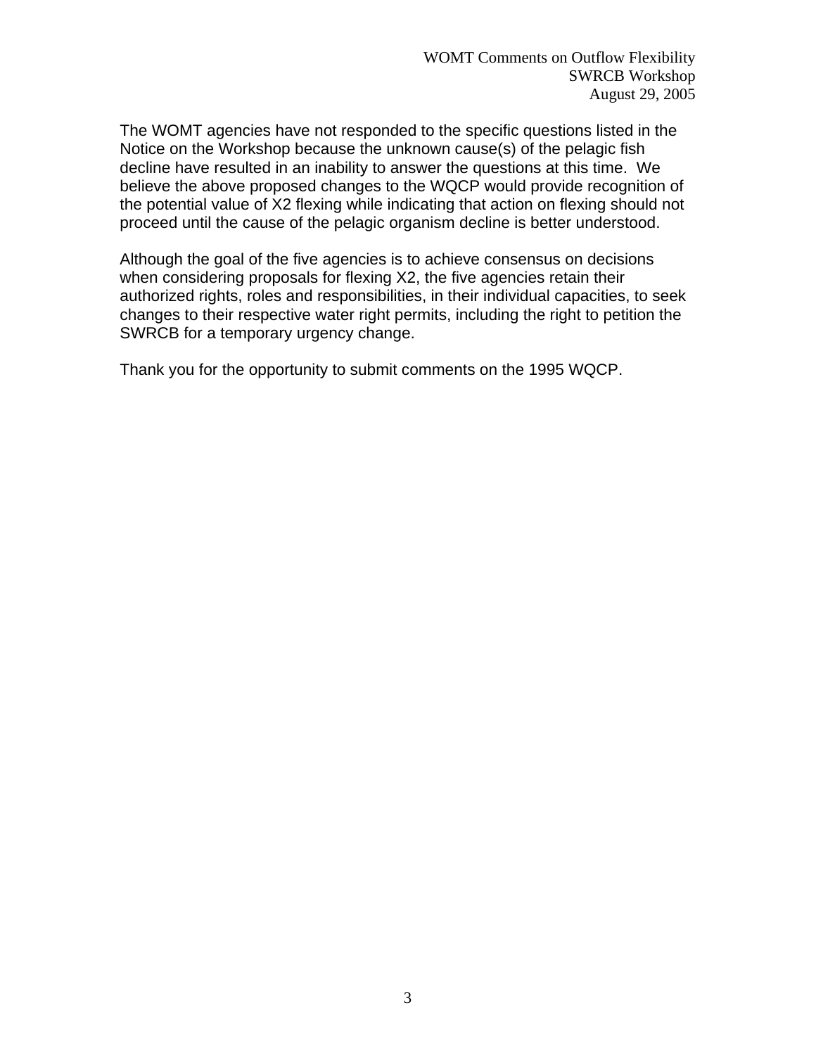The WOMT agencies have not responded to the specific questions listed in the Notice on the Workshop because the unknown cause(s) of the pelagic fish decline have resulted in an inability to answer the questions at this time. We believe the above proposed changes to the WQCP would provide recognition of the potential value of X2 flexing while indicating that action on flexing should not proceed until the cause of the pelagic organism decline is better understood.

Although the goal of the five agencies is to achieve consensus on decisions when considering proposals for flexing X2, the five agencies retain their authorized rights, roles and responsibilities, in their individual capacities, to seek changes to their respective water right permits, including the right to petition the SWRCB for a temporary urgency change.

Thank you for the opportunity to submit comments on the 1995 WQCP.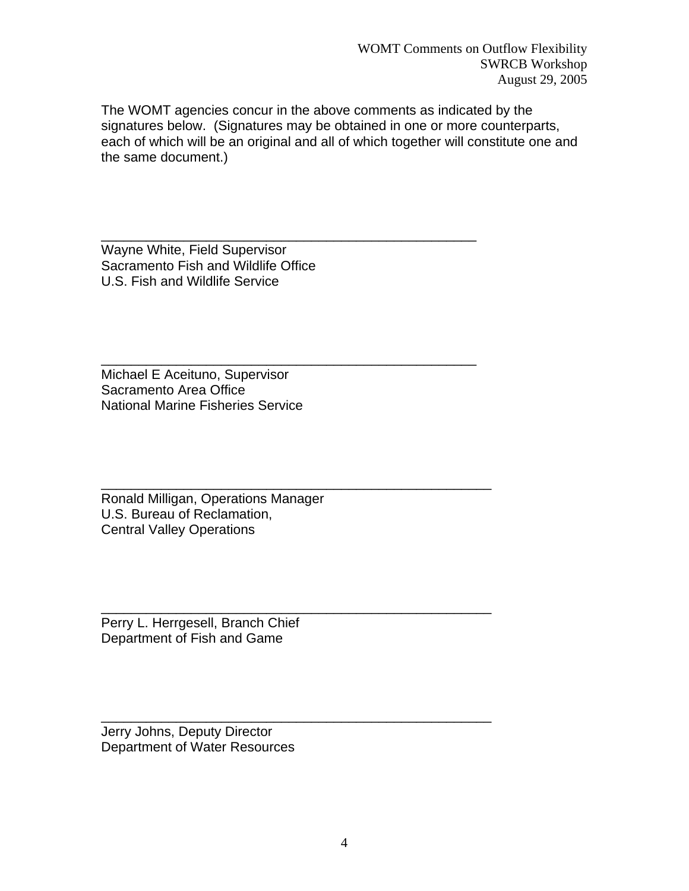The WOMT agencies concur in the above comments as indicated by the signatures below. (Signatures may be obtained in one or more counterparts, each of which will be an original and all of which together will constitute one and the same document.)

\_\_\_\_\_\_\_\_\_\_\_\_\_\_\_\_\_\_\_\_\_\_\_\_\_\_\_\_\_\_\_\_\_\_\_\_\_\_\_\_\_\_\_\_\_\_\_\_

Wayne White, Field Supervisor
Sacramento Fish and Wildlife Office
U.S. Fish and Wildlife Service

\_\_\_\_\_\_\_\_\_\_\_\_\_\_\_\_\_\_\_\_\_\_\_\_\_\_\_\_\_\_\_\_\_\_\_\_\_\_\_\_\_\_\_\_\_\_\_\_

Michael E Aceituno, Supervisor
Sacramento Area Office
National Marine Fisheries Service

\_\_\_\_\_\_\_\_\_\_\_\_\_\_\_\_\_\_\_\_\_\_\_\_\_\_\_\_\_\_\_\_\_\_\_\_\_\_\_\_\_\_\_\_\_\_\_\_

Ronald Milligan, Operations Manager
U.S. Bureau of Reclamation,
Central Valley Operations

\_\_\_\_\_\_\_\_\_\_\_\_\_\_\_\_\_\_\_\_\_\_\_\_\_\_\_\_\_\_\_\_\_\_\_\_\_\_\_\_\_\_\_\_\_\_\_\_

Perry L. Herrgesell, Branch Chief
Department of Fish and Game

\_\_\_\_\_\_\_\_\_\_\_\_\_\_\_\_\_\_\_\_\_\_\_\_\_\_\_\_\_\_\_\_\_\_\_\_\_\_\_\_\_\_\_\_\_\_\_\_

Jerry Johns, Deputy Director
Department of Water Resources